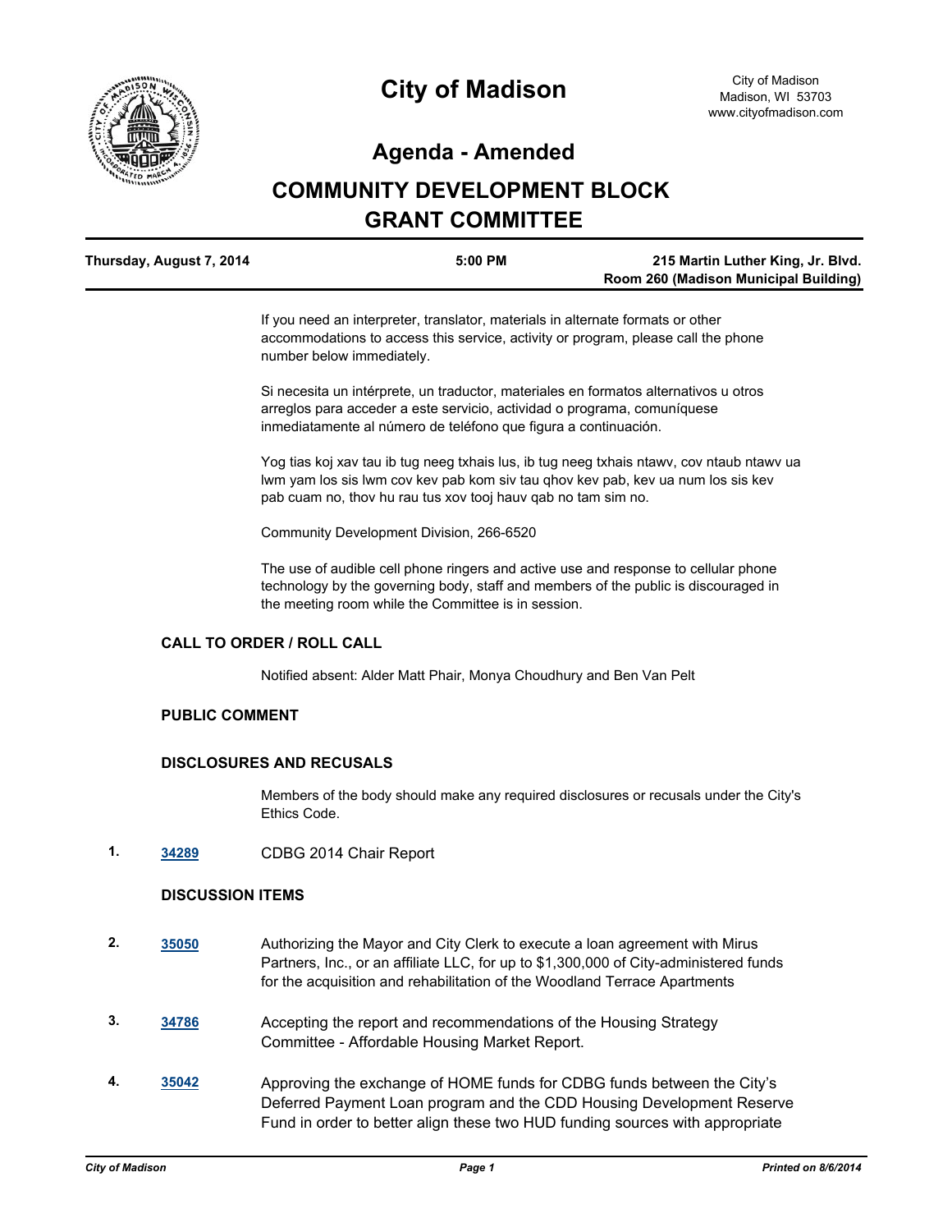# City of Madison

City of Madison
Madison, WI 53703
www.cityofmadison.com

## Agenda - Amended

# COMMUNITY DEVELOPMENT BLOCK GRANT COMMITTEE

**Thursday, August 7, 2014** **5:00 PM** **215 Martin Luther King, Jr. Blvd. Room 260 (Madison Municipal Building)**

If you need an interpreter, translator, materials in alternate formats or other accommodations to access this service, activity or program, please call the phone number below immediately.

Si necesita un intérprete, un traductor, materiales en formatos alternativos u otros arreglos para acceder a este servicio, actividad o programa, comuníquese inmediatamente al número de teléfono que figura a continuación.

Yog tias koj xav tau ib tug neeg txhais lus, ib tug neeg txhais ntawv, cov ntaub ntawv ua lwm yam los sis lwm cov kev pab kom siv tau qhov kev pab, kev ua num los sis kev pab cuam no, thov hu rau tus xov tooj hauv qab no tam sim no.

Community Development Division, 266-6520

The use of audible cell phone ringers and active use and response to cellular phone technology by the governing body, staff and members of the public is discouraged in the meeting room while the Committee is in session.

### CALL TO ORDER / ROLL CALL

Notified absent: Alder Matt Phair, Monya Choudhury and Ben Van Pelt

### PUBLIC COMMENT

### DISCLOSURES AND RECUSALS

Members of the body should make any required disclosures or recusals under the City's Ethics Code.

1. **34289** CDBG 2014 Chair Report

### DISCUSSION ITEMS

2. **35050** Authorizing the Mayor and City Clerk to execute a loan agreement with Mirus Partners, Inc., or an affiliate LLC, for up to $1,300,000 of City-administered funds for the acquisition and rehabilitation of the Woodland Terrace Apartments

3. **34786** Accepting the report and recommendations of the Housing Strategy Committee - Affordable Housing Market Report.

4. **35042** Approving the exchange of HOME funds for CDBG funds between the City's Deferred Payment Loan program and the CDD Housing Development Reserve Fund in order to better align these two HUD funding sources with appropriate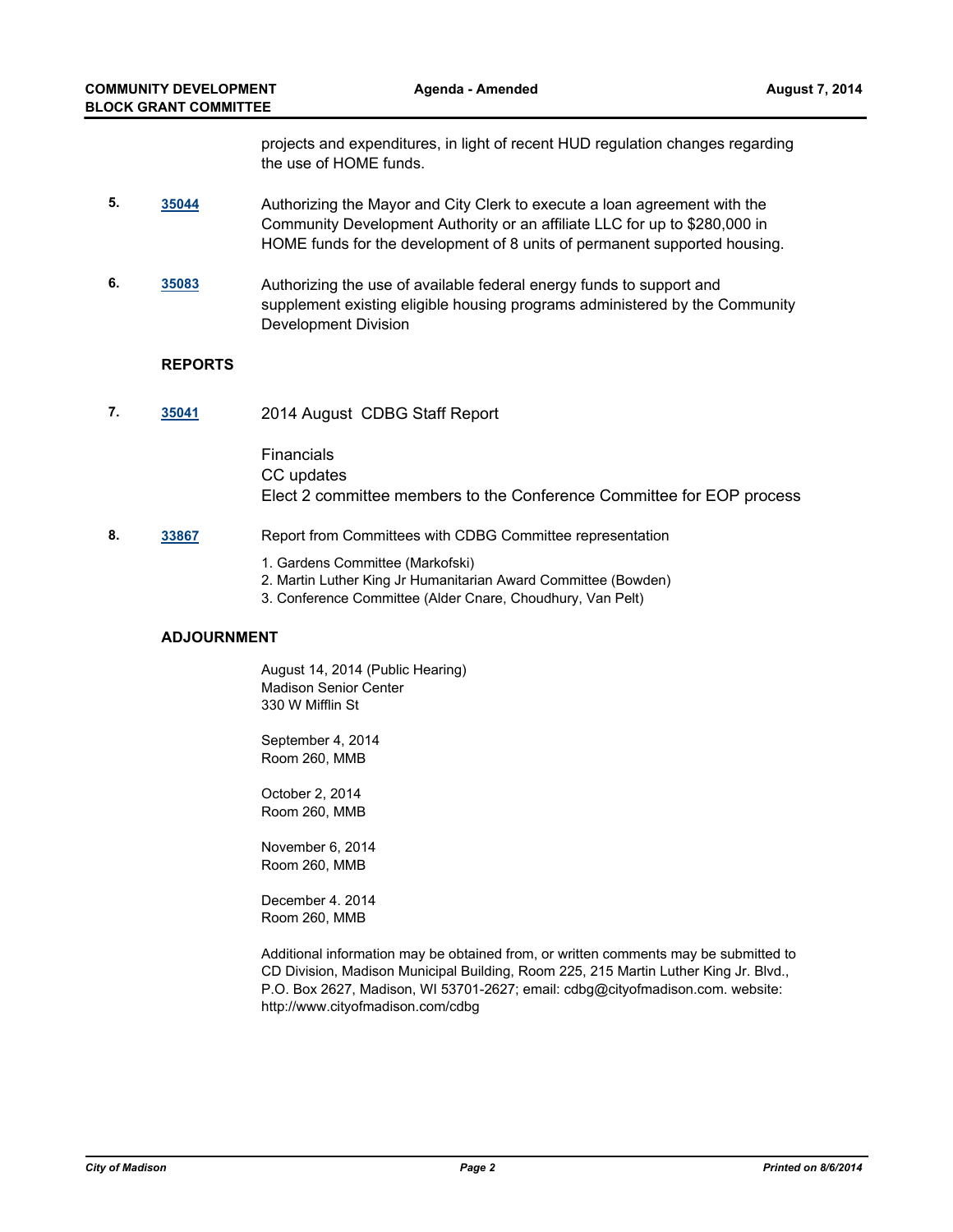projects and expenditures, in light of recent HUD regulation changes regarding the use of HOME funds.

5. **35044** Authorizing the Mayor and City Clerk to execute a loan agreement with the Community Development Authority or an affiliate LLC for up to $280,000 in HOME funds for the development of 8 units of permanent supported housing.

6. **35083** Authorizing the use of available federal energy funds to support and supplement existing eligible housing programs administered by the Community Development Division

## REPORTS

7. **35041** 2014 August CDBG Staff Report

   Financials
   CC updates
   Elect 2 committee members to the Conference Committee for EOP process

8. **33867** Report from Committees with CDBG Committee representation

   1. Gardens Committee (Markofski)
   2. Martin Luther King Jr Humanitarian Award Committee (Bowden)
   3. Conference Committee (Alder Cnare, Choudhury, Van Pelt)

## ADJOURNMENT

August 14, 2014 (Public Hearing)
Madison Senior Center
330 W Mifflin St

September 4, 2014
Room 260, MMB

October 2, 2014
Room 260, MMB

November 6, 2014
Room 260, MMB

December 4. 2014
Room 260, MMB

Additional information may be obtained from, or written comments may be submitted to CD Division, Madison Municipal Building, Room 225, 215 Martin Luther King Jr. Blvd., P.O. Box 2627, Madison, WI 53701-2627; email: cdbg@cityofmadison.com. website: http://www.cityofmadison.com/cdbg